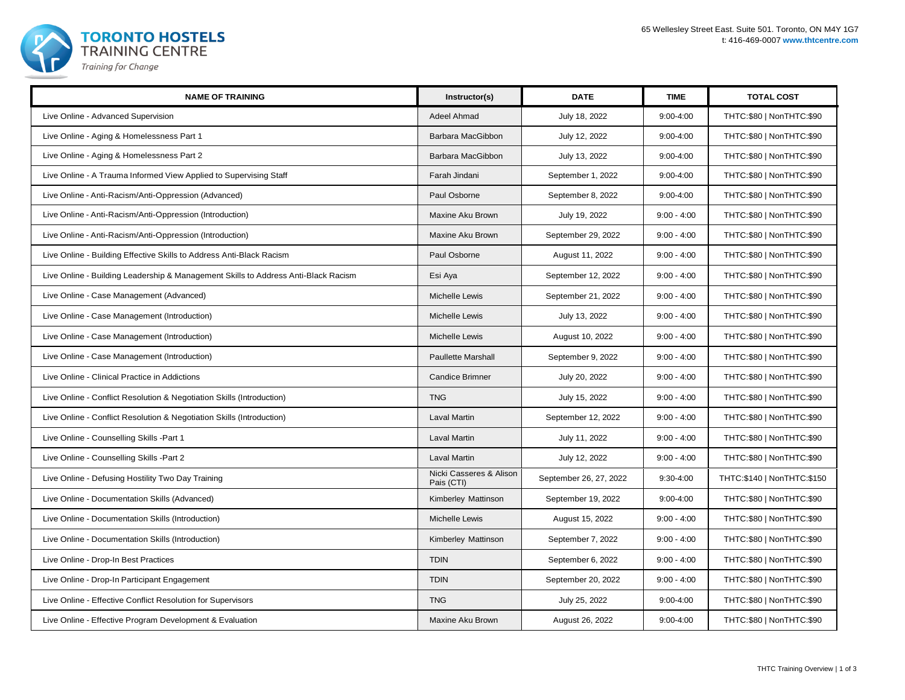**TORONTO HOSTELS TRAINING CENTRE**
*Training for Change*

65 Wellesley Street East. Suite 501. Toronto, ON M4Y 1G7
t: 416-469-0007 **www.thtcentre.com**

| NAME OF TRAINING | Instructor(s) | DATE | TIME | TOTAL COST |
|---|---|---|---|---|
| Live Online - Advanced Supervision | Adeel Ahmad | July 18, 2022 | 9:00-4:00 | THTC:$80 \| NonTHTC:$90 |
| Live Online - Aging & Homelessness Part 1 | Barbara MacGibbon | July 12, 2022 | 9:00-4:00 | THTC:$80 \| NonTHTC:$90 |
| Live Online - Aging & Homelessness Part 2 | Barbara MacGibbon | July 13, 2022 | 9:00-4:00 | THTC:$80 \| NonTHTC:$90 |
| Live Online - A Trauma Informed View Applied to Supervising Staff | Farah Jindani | September 1, 2022 | 9:00-4:00 | THTC:$80 \| NonTHTC:$90 |
| Live Online - Anti-Racism/Anti-Oppression (Advanced) | Paul Osborne | September 8, 2022 | 9:00-4:00 | THTC:$80 \| NonTHTC:$90 |
| Live Online - Anti-Racism/Anti-Oppression (Introduction) | Maxine Aku Brown | July 19, 2022 | 9:00 - 4:00 | THTC:$80 \| NonTHTC:$90 |
| Live Online - Anti-Racism/Anti-Oppression (Introduction) | Maxine Aku Brown | September 29, 2022 | 9:00 - 4:00 | THTC:$80 \| NonTHTC:$90 |
| Live Online - Building Effective Skills to Address Anti-Black Racism | Paul Osborne | August 11, 2022 | 9:00 - 4:00 | THTC:$80 \| NonTHTC:$90 |
| Live Online - Building Leadership & Management Skills to Address Anti-Black Racism | Esi Aya | September 12, 2022 | 9:00 - 4:00 | THTC:$80 \| NonTHTC:$90 |
| Live Online - Case Management (Advanced) | Michelle Lewis | September 21, 2022 | 9:00 - 4:00 | THTC:$80 \| NonTHTC:$90 |
| Live Online - Case Management (Introduction) | Michelle Lewis | July 13, 2022 | 9:00 - 4:00 | THTC:$80 \| NonTHTC:$90 |
| Live Online - Case Management (Introduction) | Michelle Lewis | August 10, 2022 | 9:00 - 4:00 | THTC:$80 \| NonTHTC:$90 |
| Live Online - Case Management (Introduction) | Paullette Marshall | September 9, 2022 | 9:00 - 4:00 | THTC:$80 \| NonTHTC:$90 |
| Live Online - Clinical Practice in Addictions | Candice Brimner | July 20, 2022 | 9:00 - 4:00 | THTC:$80 \| NonTHTC:$90 |
| Live Online - Conflict Resolution & Negotiation Skills (Introduction) | TNG | July 15, 2022 | 9:00 - 4:00 | THTC:$80 \| NonTHTC:$90 |
| Live Online - Conflict Resolution & Negotiation Skills (Introduction) | Laval Martin | September 12, 2022 | 9:00 - 4:00 | THTC:$80 \| NonTHTC:$90 |
| Live Online - Counselling Skills -Part 1 | Laval Martin | July 11, 2022 | 9:00 - 4:00 | THTC:$80 \| NonTHTC:$90 |
| Live Online - Counselling Skills -Part 2 | Laval Martin | July 12, 2022 | 9:00 - 4:00 | THTC:$80 \| NonTHTC:$90 |
| Live Online - Defusing Hostility Two Day Training | Nicki Casseres & Alison Pais (CTI) | September 26, 27, 2022 | 9:30-4:00 | THTC:$140 \| NonTHTC:$150 |
| Live Online - Documentation Skills (Advanced) | Kimberley Mattinson | September 19, 2022 | 9:00-4:00 | THTC:$80 \| NonTHTC:$90 |
| Live Online - Documentation Skills (Introduction) | Michelle Lewis | August 15, 2022 | 9:00 - 4:00 | THTC:$80 \| NonTHTC:$90 |
| Live Online - Documentation Skills (Introduction) | Kimberley Mattinson | September 7, 2022 | 9:00 - 4:00 | THTC:$80 \| NonTHTC:$90 |
| Live Online - Drop-In Best Practices | TDIN | September 6, 2022 | 9:00 - 4:00 | THTC:$80 \| NonTHTC:$90 |
| Live Online - Drop-In Participant Engagement | TDIN | September 20, 2022 | 9:00 - 4:00 | THTC:$80 \| NonTHTC:$90 |
| Live Online - Effective Conflict Resolution for Supervisors | TNG | July 25, 2022 | 9:00-4:00 | THTC:$80 \| NonTHTC:$90 |
| Live Online - Effective Program Development & Evaluation | Maxine Aku Brown | August 26, 2022 | 9:00-4:00 | THTC:$80 \| NonTHTC:$90 |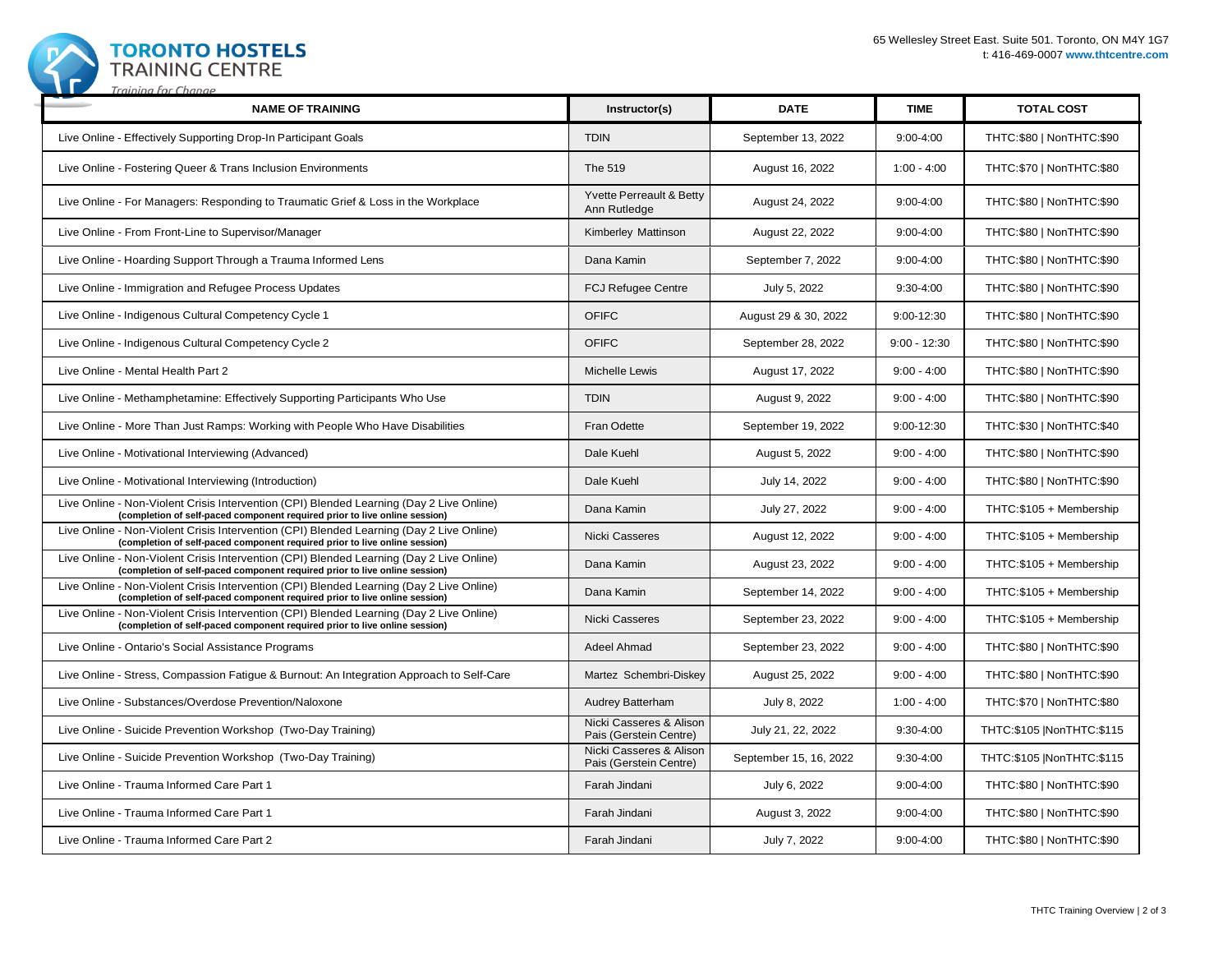**TORONTO HOSTELS TRAINING CENTRE**
*Training for Change*

65 Wellesley Street East. Suite 501. Toronto, ON M4Y 1G7
t: 416-469-0007 **www.thtcentre.com**

| NAME OF TRAINING | Instructor(s) | DATE | TIME | TOTAL COST |
|---|---|---|---|---|
| Live Online - Effectively Supporting Drop-In Participant Goals | TDIN | September 13, 2022 | 9:00-4:00 | THTC:$80 \| NonTHTC:$90 |
| Live Online - Fostering Queer & Trans Inclusion Environments | The 519 | August 16, 2022 | 1:00 - 4:00 | THTC:$70 \| NonTHTC:$80 |
| Live Online - For Managers: Responding to Traumatic Grief & Loss in the Workplace | Yvette Perreault & Betty Ann Rutledge | August 24, 2022 | 9:00-4:00 | THTC:$80 \| NonTHTC:$90 |
| Live Online - From Front-Line to Supervisor/Manager | Kimberley Mattinson | August 22, 2022 | 9:00-4:00 | THTC:$80 \| NonTHTC:$90 |
| Live Online - Hoarding Support Through a Trauma Informed Lens | Dana Kamin | September 7, 2022 | 9:00-4:00 | THTC:$80 \| NonTHTC:$90 |
| Live Online - Immigration and Refugee Process Updates | FCJ Refugee Centre | July 5, 2022 | 9:30-4:00 | THTC:$80 \| NonTHTC:$90 |
| Live Online - Indigenous Cultural Competency Cycle 1 | OFIFC | August 29 & 30, 2022 | 9:00-12:30 | THTC:$80 \| NonTHTC:$90 |
| Live Online - Indigenous Cultural Competency Cycle 2 | OFIFC | September 28, 2022 | 9:00 - 12:30 | THTC:$80 \| NonTHTC:$90 |
| Live Online - Mental Health Part 2 | Michelle Lewis | August 17, 2022 | 9:00 - 4:00 | THTC:$80 \| NonTHTC:$90 |
| Live Online - Methamphetamine: Effectively Supporting Participants Who Use | TDIN | August 9, 2022 | 9:00 - 4:00 | THTC:$80 \| NonTHTC:$90 |
| Live Online - More Than Just Ramps: Working with People Who Have Disabilities | Fran Odette | September 19, 2022 | 9:00-12:30 | THTC:$30 \| NonTHTC:$40 |
| Live Online - Motivational Interviewing (Advanced) | Dale Kuehl | August 5, 2022 | 9:00 - 4:00 | THTC:$80 \| NonTHTC:$90 |
| Live Online - Motivational Interviewing (Introduction) | Dale Kuehl | July 14, 2022 | 9:00 - 4:00 | THTC:$80 \| NonTHTC:$90 |
| Live Online - Non-Violent Crisis Intervention (CPI) Blended Learning (Day 2 Live Online) **(completion of self-paced component required prior to live online session)** | Dana Kamin | July 27, 2022 | 9:00 - 4:00 | THTC:$105 + Membership |
| Live Online - Non-Violent Crisis Intervention (CPI) Blended Learning (Day 2 Live Online) **(completion of self-paced component required prior to live online session)** | Nicki Casseres | August 12, 2022 | 9:00 - 4:00 | THTC:$105 + Membership |
| Live Online - Non-Violent Crisis Intervention (CPI) Blended Learning (Day 2 Live Online) **(completion of self-paced component required prior to live online session)** | Dana Kamin | August 23, 2022 | 9:00 - 4:00 | THTC:$105 + Membership |
| Live Online - Non-Violent Crisis Intervention (CPI) Blended Learning (Day 2 Live Online) **(completion of self-paced component required prior to live online session)** | Dana Kamin | September 14, 2022 | 9:00 - 4:00 | THTC:$105 + Membership |
| Live Online - Non-Violent Crisis Intervention (CPI) Blended Learning (Day 2 Live Online) **(completion of self-paced component required prior to live online session)** | Nicki Casseres | September 23, 2022 | 9:00 - 4:00 | THTC:$105 + Membership |
| Live Online - Ontario's Social Assistance Programs | Adeel Ahmad | September 23, 2022 | 9:00 - 4:00 | THTC:$80 \| NonTHTC:$90 |
| Live Online - Stress, Compassion Fatigue & Burnout: An Integration Approach to Self-Care | Martez Schembri-Diskey | August 25, 2022 | 9:00 - 4:00 | THTC:$80 \| NonTHTC:$90 |
| Live Online - Substances/Overdose Prevention/Naloxone | Audrey Batterham | July 8, 2022 | 1:00 - 4:00 | THTC:$70 \| NonTHTC:$80 |
| Live Online - Suicide Prevention Workshop (Two-Day Training) | Nicki Casseres & Alison Pais (Gerstein Centre) | July 21, 22, 2022 | 9:30-4:00 | THTC:$105 \|NonTHTC:$115 |
| Live Online - Suicide Prevention Workshop (Two-Day Training) | Nicki Casseres & Alison Pais (Gerstein Centre) | September 15, 16, 2022 | 9:30-4:00 | THTC:$105 \|NonTHTC:$115 |
| Live Online - Trauma Informed Care Part 1 | Farah Jindani | July 6, 2022 | 9:00-4:00 | THTC:$80 \| NonTHTC:$90 |
| Live Online - Trauma Informed Care Part 1 | Farah Jindani | August 3, 2022 | 9:00-4:00 | THTC:$80 \| NonTHTC:$90 |
| Live Online - Trauma Informed Care Part 2 | Farah Jindani | July 7, 2022 | 9:00-4:00 | THTC:$80 \| NonTHTC:$90 |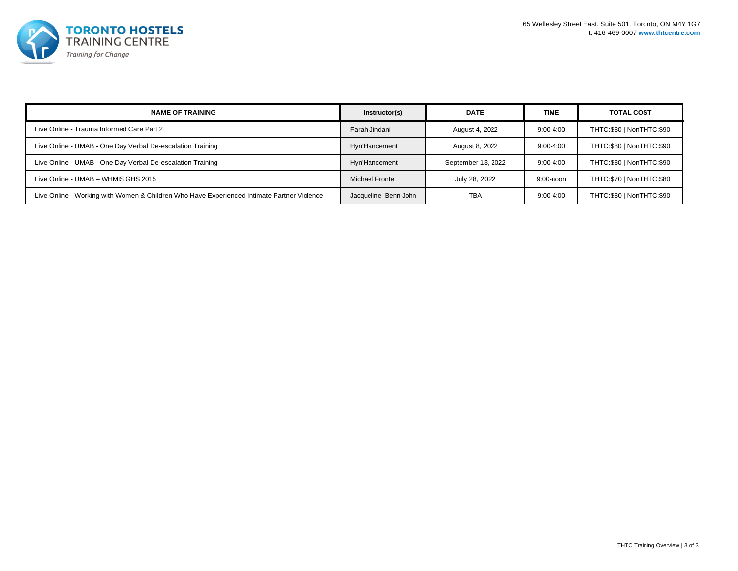TORONTO HOSTELS TRAINING CENTRE

*Training for Change*

65 Wellesley Street East. Suite 501. Toronto, ON M4Y 1G7
t: 416-469-0007 www.thtcentre.com

| NAME OF TRAINING | Instructor(s) | DATE | TIME | TOTAL COST |
|---|---|---|---|---|
| Live Online - Trauma Informed Care Part 2 | Farah Jindani | August 4, 2022 | 9:00-4:00 | THTC:$80 \| NonTHTC:$90 |
| Live Online - UMAB - One Day Verbal De-escalation Training | Hyn'Hancement | August 8, 2022 | 9:00-4:00 | THTC:$80 \| NonTHTC:$90 |
| Live Online - UMAB - One Day Verbal De-escalation Training | Hyn'Hancement | September 13, 2022 | 9:00-4:00 | THTC:$80 \| NonTHTC:$90 |
| Live Online - UMAB – WHMIS GHS 2015 | Michael Fronte | July 28, 2022 | 9:00-noon | THTC:$70 \| NonTHTC:$80 |
| Live Online - Working with Women & Children Who Have Experienced Intimate Partner Violence | Jacqueline Benn-John | TBA | 9:00-4:00 | THTC:$80 \| NonTHTC:$90 |